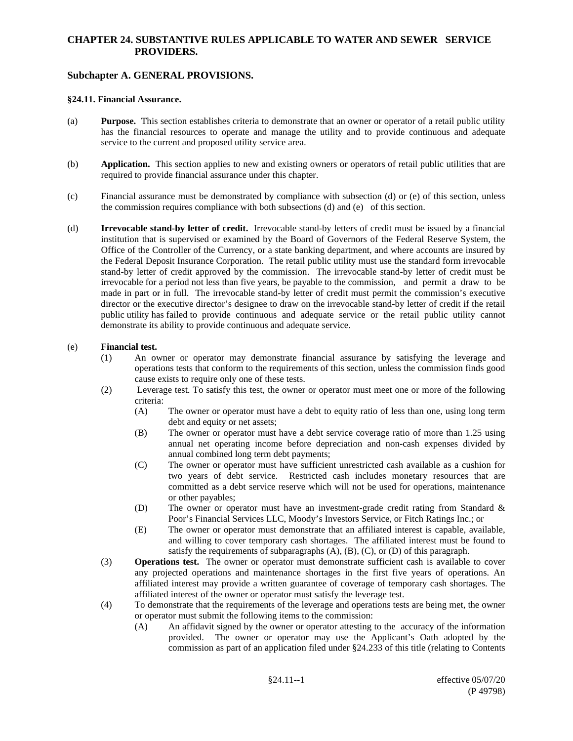# CHAPTER 24. SUBSTANTIVE RULES APPLICABLE TO WATER AND SEWER SERVICE PROVIDERS.

## Subchapter A. GENERAL PROVISIONS.

### §24.11. Financial Assurance.

(a) **Purpose.** This section establishes criteria to demonstrate that an owner or operator of a retail public utility has the financial resources to operate and manage the utility and to provide continuous and adequate service to the current and proposed utility service area.

(b) **Application.** This section applies to new and existing owners or operators of retail public utilities that are required to provide financial assurance under this chapter.

(c) Financial assurance must be demonstrated by compliance with subsection (d) or (e) of this section, unless the commission requires compliance with both subsections (d) and (e) of this section.

(d) **Irrevocable stand-by letter of credit.** Irrevocable stand-by letters of credit must be issued by a financial institution that is supervised or examined by the Board of Governors of the Federal Reserve System, the Office of the Controller of the Currency, or a state banking department, and where accounts are insured by the Federal Deposit Insurance Corporation. The retail public utility must use the standard form irrevocable stand-by letter of credit approved by the commission. The irrevocable stand-by letter of credit must be irrevocable for a period not less than five years, be payable to the commission, and permit a draw to be made in part or in full. The irrevocable stand-by letter of credit must permit the commission's executive director or the executive director's designee to draw on the irrevocable stand-by letter of credit if the retail public utility has failed to provide continuous and adequate service or the retail public utility cannot demonstrate its ability to provide continuous and adequate service.

(e) **Financial test.**

(1) An owner or operator may demonstrate financial assurance by satisfying the leverage and operations tests that conform to the requirements of this section, unless the commission finds good cause exists to require only one of these tests.

(2) Leverage test. To satisfy this test, the owner or operator must meet one or more of the following criteria:

(A) The owner or operator must have a debt to equity ratio of less than one, using long term debt and equity or net assets;

(B) The owner or operator must have a debt service coverage ratio of more than 1.25 using annual net operating income before depreciation and non-cash expenses divided by annual combined long term debt payments;

(C) The owner or operator must have sufficient unrestricted cash available as a cushion for two years of debt service. Restricted cash includes monetary resources that are committed as a debt service reserve which will not be used for operations, maintenance or other payables;

(D) The owner or operator must have an investment-grade credit rating from Standard & Poor's Financial Services LLC, Moody's Investors Service, or Fitch Ratings Inc.; or

(E) The owner or operator must demonstrate that an affiliated interest is capable, available, and willing to cover temporary cash shortages. The affiliated interest must be found to satisfy the requirements of subparagraphs (A), (B), (C), or (D) of this paragraph.

(3) **Operations test.** The owner or operator must demonstrate sufficient cash is available to cover any projected operations and maintenance shortages in the first five years of operations. An affiliated interest may provide a written guarantee of coverage of temporary cash shortages. The affiliated interest of the owner or operator must satisfy the leverage test.

(4) To demonstrate that the requirements of the leverage and operations tests are being met, the owner or operator must submit the following items to the commission:

(A) An affidavit signed by the owner or operator attesting to the accuracy of the information provided. The owner or operator may use the Applicant's Oath adopted by the commission as part of an application filed under §24.233 of this title (relating to Contents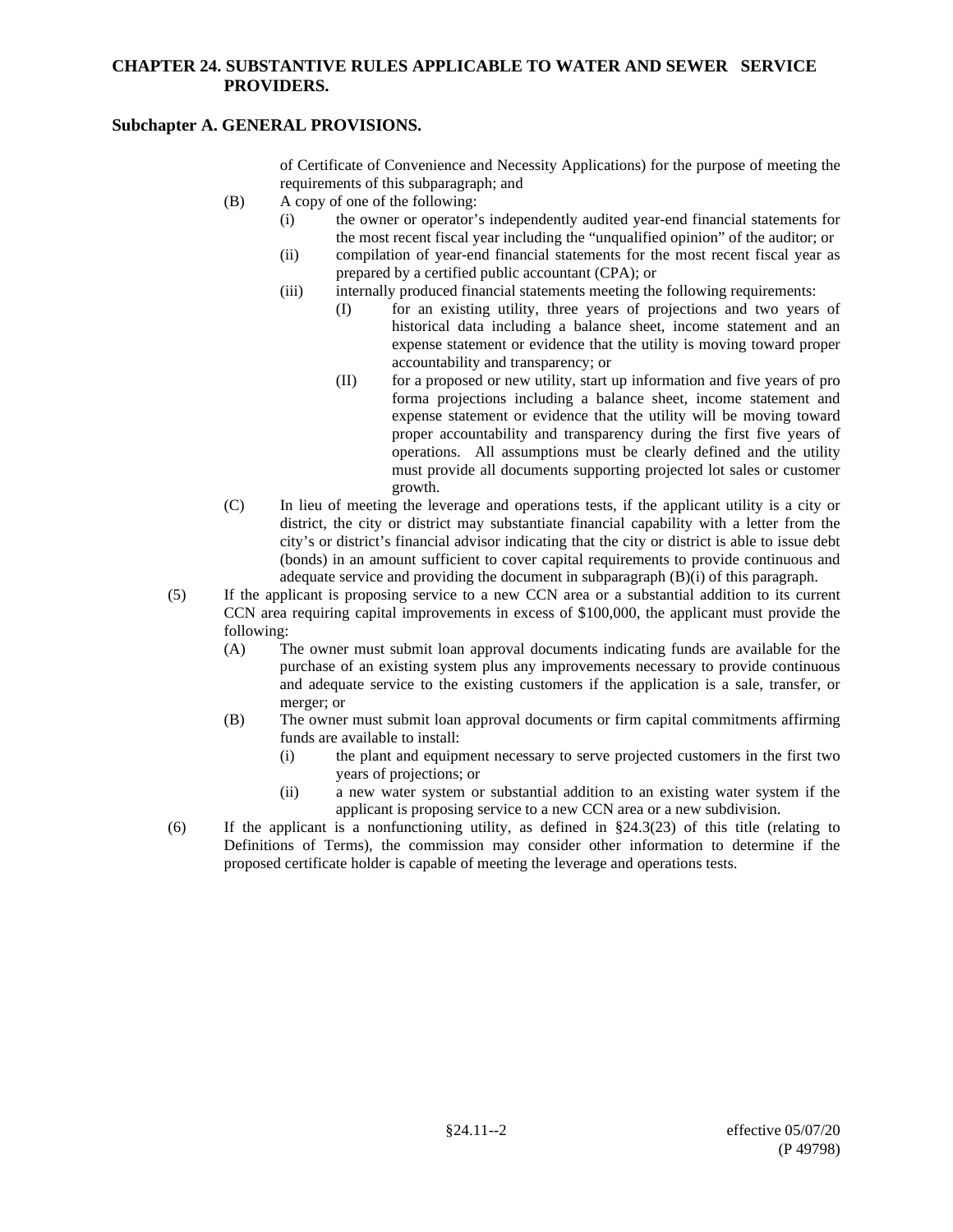of Certificate of Convenience and Necessity Applications) for the purpose of meeting the requirements of this subparagraph; and

(B) A copy of one of the following:

(i) the owner or operator's independently audited year-end financial statements for the most recent fiscal year including the "unqualified opinion" of the auditor; or

(ii) compilation of year-end financial statements for the most recent fiscal year as prepared by a certified public accountant (CPA); or

(iii) internally produced financial statements meeting the following requirements:

(I) for an existing utility, three years of projections and two years of historical data including a balance sheet, income statement and an expense statement or evidence that the utility is moving toward proper accountability and transparency; or

(II) for a proposed or new utility, start up information and five years of pro forma projections including a balance sheet, income statement and expense statement or evidence that the utility will be moving toward proper accountability and transparency during the first five years of operations. All assumptions must be clearly defined and the utility must provide all documents supporting projected lot sales or customer growth.

(C) In lieu of meeting the leverage and operations tests, if the applicant utility is a city or district, the city or district may substantiate financial capability with a letter from the city's or district's financial advisor indicating that the city or district is able to issue debt (bonds) in an amount sufficient to cover capital requirements to provide continuous and adequate service and providing the document in subparagraph (B)(i) of this paragraph.

(5) If the applicant is proposing service to a new CCN area or a substantial addition to its current CCN area requiring capital improvements in excess of $100,000, the applicant must provide the following:

(A) The owner must submit loan approval documents indicating funds are available for the purchase of an existing system plus any improvements necessary to provide continuous and adequate service to the existing customers if the application is a sale, transfer, or merger; or

(B) The owner must submit loan approval documents or firm capital commitments affirming funds are available to install:

(i) the plant and equipment necessary to serve projected customers in the first two years of projections; or

(ii) a new water system or substantial addition to an existing water system if the applicant is proposing service to a new CCN area or a new subdivision.

(6) If the applicant is a nonfunctioning utility, as defined in §24.3(23) of this title (relating to Definitions of Terms), the commission may consider other information to determine if the proposed certificate holder is capable of meeting the leverage and operations tests.